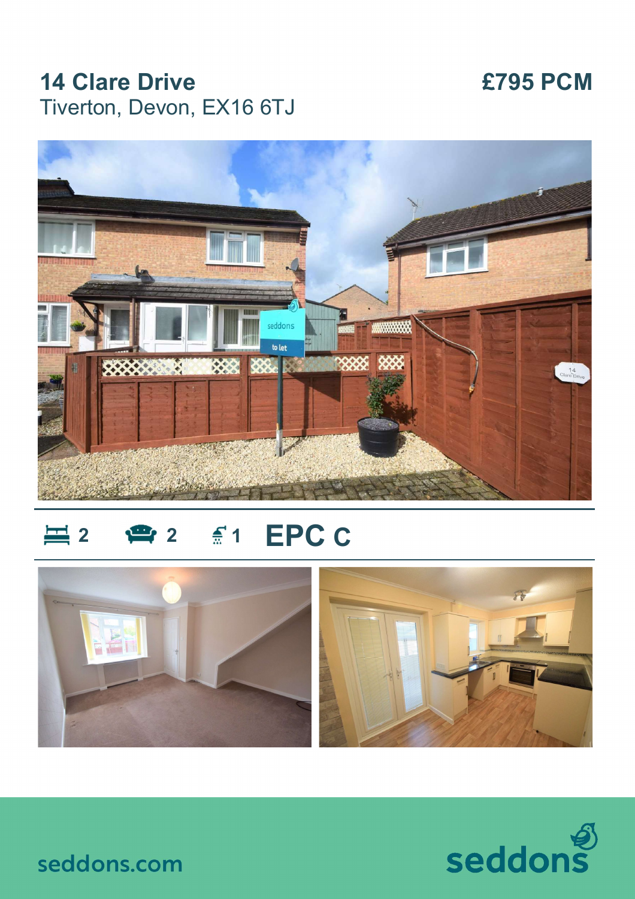# 14 Clare Drive

Tiverton, Devon, EX16 6TJ

**£795 PCM**

2 | 2 | 1 | EPC C

seddons.com

seddons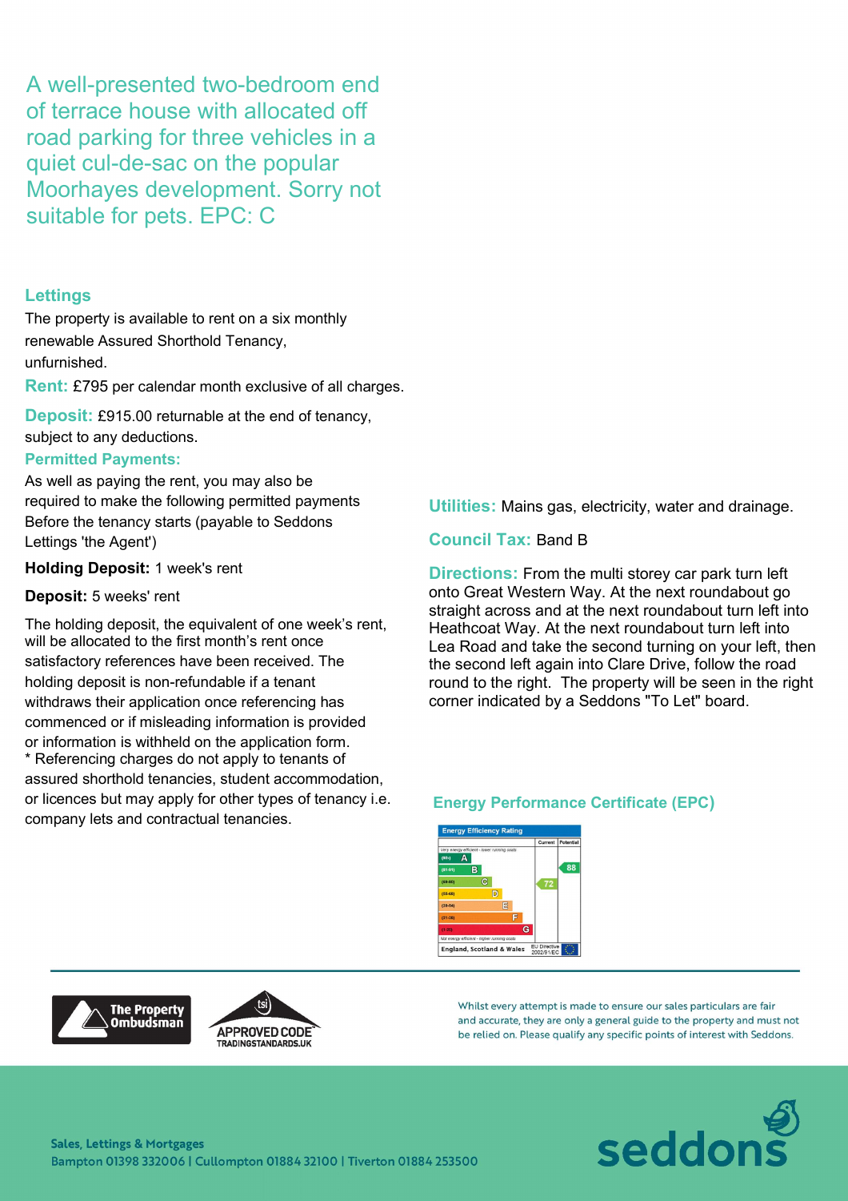A well-presented two-bedroom end of terrace house with allocated off road parking for three vehicles in a quiet cul-de-sac on the popular Moorhayes development. Sorry not suitable for pets. EPC: C

## Lettings

The property is available to rent on a six monthly renewable Assured Shorthold Tenancy, unfurnished.

**Rent:** £795 per calendar month exclusive of all charges.

**Deposit:** £915.00 returnable at the end of tenancy, subject to any deductions.

**Permitted Payments:**

As well as paying the rent, you may also be required to make the following permitted payments Before the tenancy starts (payable to Seddons Lettings 'the Agent')

**Holding Deposit:** 1 week's rent

**Deposit:** 5 weeks' rent

The holding deposit, the equivalent of one week's rent, will be allocated to the first month's rent once satisfactory references have been received. The holding deposit is non-refundable if a tenant withdraws their application once referencing has commenced or if misleading information is provided or information is withheld on the application form.
* Referencing charges do not apply to tenants of assured shorthold tenancies, student accommodation, or licences but may apply for other types of tenancy i.e. company lets and contractual tenancies.

**Utilities:** Mains gas, electricity, water and drainage.

**Council Tax:** Band B

**Directions:** From the multi storey car park turn left onto Great Western Way. At the next roundabout go straight across and at the next roundabout turn left into Heathcoat Way. At the next roundabout turn left into Lea Road and take the second turning on your left, then the second left again into Clare Drive, follow the road round to the right. The property will be seen in the right corner indicated by a Seddons "To Let" board.

## Energy Performance Certificate (EPC)

Energy Efficiency Rating

Current | Potential

Very energy efficient - lower running costs

(92+) A

(81-91) B

(69-80) C

(55-68) D

(39-54) E

(21-38) F

(1-20) G

Not energy efficient - higher running costs

72

88

England, Scotland & Wales | EU Directive 2002/91/EC

The Property Ombudsman

tsi APPROVED CODE TRADINGSTANDARDS.UK

Whilst every attempt is made to ensure our sales particulars are fair and accurate, they are only a general guide to the property and must not be relied on. Please qualify any specific points of interest with Seddons.

Sales, Lettings & Mortgages

Bampton 01398 332006 | Cullompton 01884 32100 | Tiverton 01884 253500

seddons